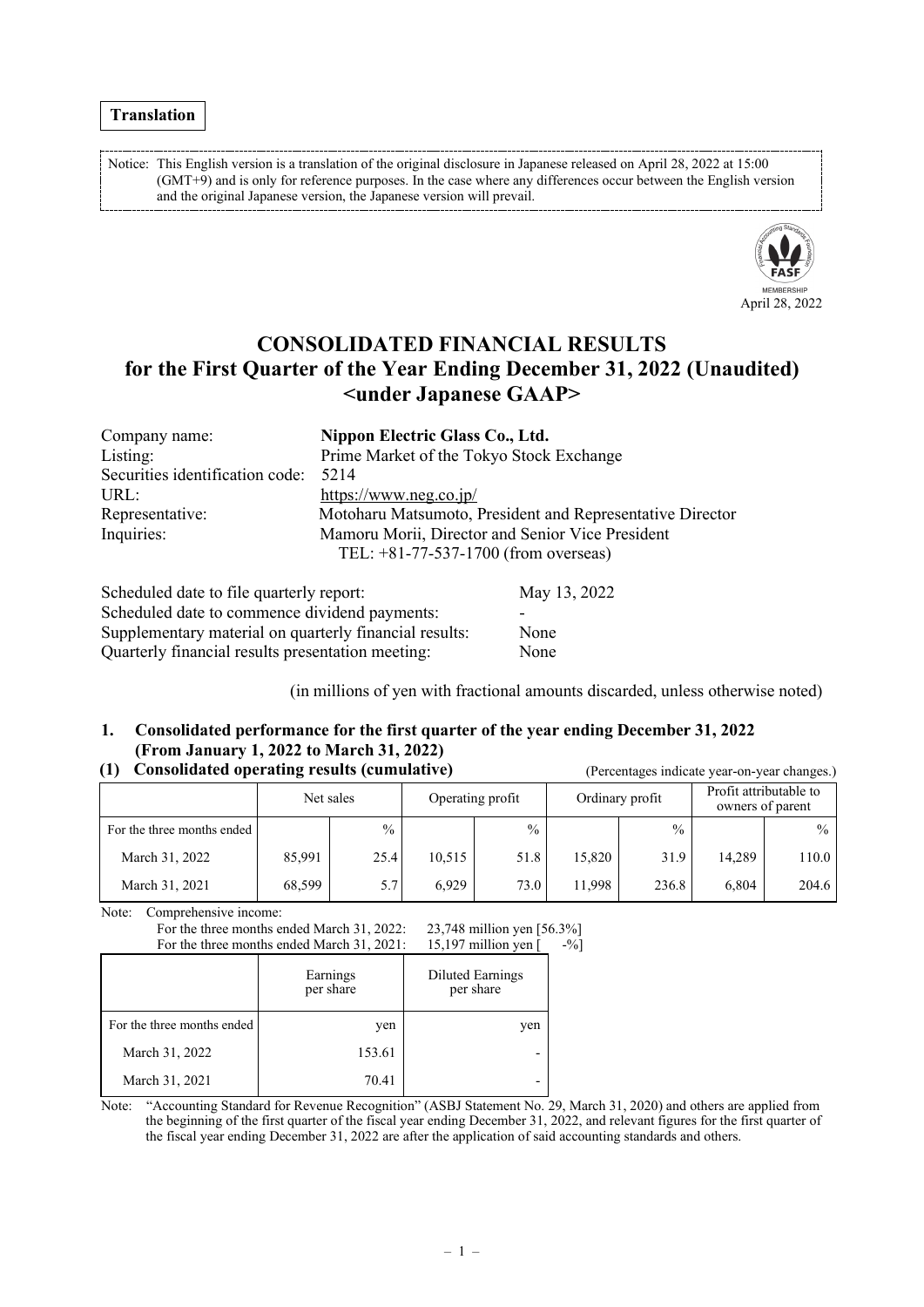**Translation**

Notice: This English version is a translation of the original disclosure in Japanese released on April 28, 2022 at 15:00 (GMT+9) and is only for reference purposes. In the case where any differences occur between the English version and the original Japanese version, the Japanese version will prevail.

April 28, 2022

# CONSOLIDATED FINANCIAL RESULTS for the First Quarter of the Year Ending December 31, 2022 (Unaudited) <under Japanese GAAP>

| | |
|---|---|
| Company name: | **Nippon Electric Glass Co., Ltd.** |
| Listing: | Prime Market of the Tokyo Stock Exchange |
| Securities identification code: | 5214 |
| URL: | https://www.neg.co.jp/ |
| Representative: | Motoharu Matsumoto, President and Representative Director |
| Inquiries: | Mamoru Morii, Director and Senior Vice President<br>TEL: +81-77-537-1700 (from overseas) |

| | |
|---|---|
| Scheduled date to file quarterly report: | May 13, 2022 |
| Scheduled date to commence dividend payments: | - |
| Supplementary material on quarterly financial results: | None |
| Quarterly financial results presentation meeting: | None |

(in millions of yen with fractional amounts discarded, unless otherwise noted)

## 1. Consolidated performance for the first quarter of the year ending December 31, 2022 (From January 1, 2022 to March 31, 2022)

### (1) Consolidated operating results (cumulative)

(Percentages indicate year-on-year changes.)

| | Net sales | | Operating profit | | Ordinary profit | | Profit attributable to owners of parent | |
|---|---|---|---|---|---|---|---|---|
| For the three months ended | | % | | % | | % | | % |
| March 31, 2022 | 85,991 | 25.4 | 10,515 | 51.8 | 15,820 | 31.9 | 14,289 | 110.0 |
| March 31, 2021 | 68,599 | 5.7 | 6,929 | 73.0 | 11,998 | 236.8 | 6,804 | 204.6 |

Note: Comprehensive income:
For the three months ended March 31, 2022: 23,748 million yen [56.3%]
For the three months ended March 31, 2021: 15,197 million yen [ -%]

| | Earnings per share | Diluted Earnings per share |
|---|---|---|
| For the three months ended | yen | yen |
| March 31, 2022 | 153.61 | - |
| March 31, 2021 | 70.41 | - |

Note: "Accounting Standard for Revenue Recognition" (ASBJ Statement No. 29, March 31, 2020) and others are applied from the beginning of the first quarter of the fiscal year ending December 31, 2022, and relevant figures for the first quarter of the fiscal year ending December 31, 2022 are after the application of said accounting standards and others.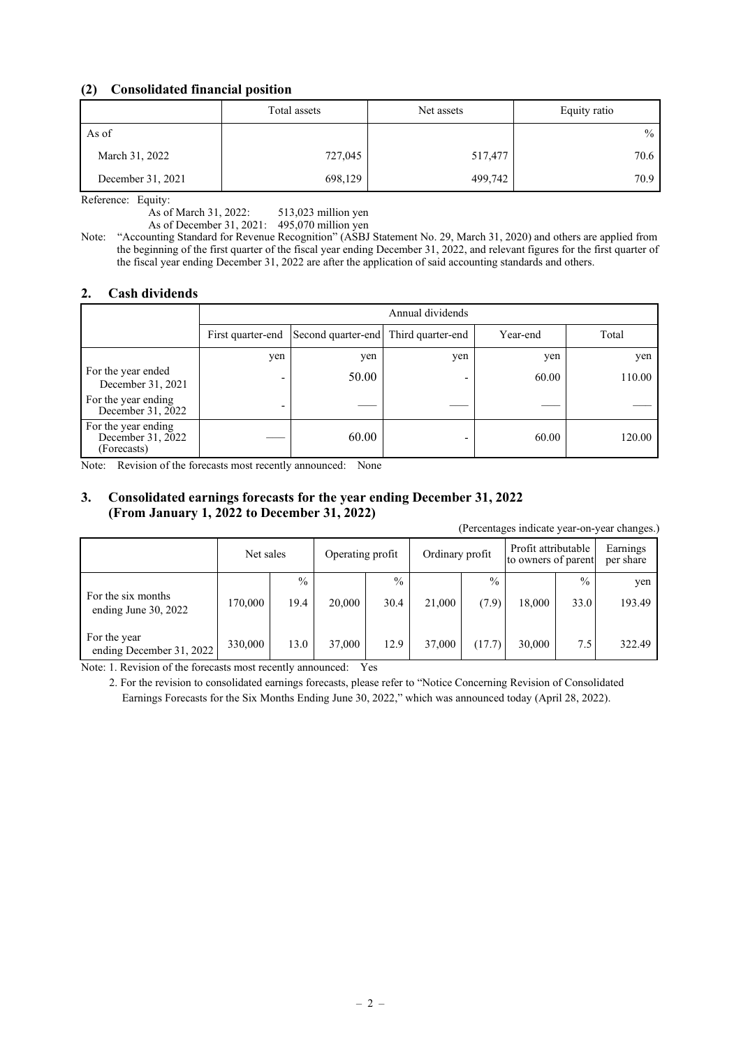## (2) Consolidated financial position

| | Total assets | Net assets | Equity ratio |
|---|---|---|---|
| As of | | | % |
| March 31, 2022 | 727,045 | 517,477 | 70.6 |
| December 31, 2021 | 698,129 | 499,742 | 70.9 |

Reference: Equity:
As of March 31, 2022: 513,023 million yen
As of December 31, 2021: 495,070 million yen

Note: "Accounting Standard for Revenue Recognition" (ASBJ Statement No. 29, March 31, 2020) and others are applied from the beginning of the first quarter of the fiscal year ending December 31, 2022, and relevant figures for the first quarter of the fiscal year ending December 31, 2022 are after the application of said accounting standards and others.

## 2. Cash dividends

| | Annual dividends | | | | |
|---|---|---|---|---|---|
| | First quarter-end | Second quarter-end | Third quarter-end | Year-end | Total |
| | yen | yen | yen | yen | yen |
| For the year ended December 31, 2021 | - | 50.00 | - | 60.00 | 110.00 |
| For the year ending December 31, 2022 | - | ―― | ―― | ―― | ―― |
| For the year ending December 31, 2022 (Forecasts) | ―― | 60.00 | - | 60.00 | 120.00 |

Note: Revision of the forecasts most recently announced: None

## 3. Consolidated earnings forecasts for the year ending December 31, 2022 (From January 1, 2022 to December 31, 2022)

(Percentages indicate year-on-year changes.)

| | Net sales | | Operating profit | | Ordinary profit | | Profit attributable to owners of parent | | Earnings per share |
|---|---|---|---|---|---|---|---|---|---|
| | | % | | % | | % | | % | yen |
| For the six months ending June 30, 2022 | 170,000 | 19.4 | 20,000 | 30.4 | 21,000 | (7.9) | 18,000 | 33.0 | 193.49 |
| For the year ending December 31, 2022 | 330,000 | 13.0 | 37,000 | 12.9 | 37,000 | (17.7) | 30,000 | 7.5 | 322.49 |

Note: 1. Revision of the forecasts most recently announced: Yes

2. For the revision to consolidated earnings forecasts, please refer to "Notice Concerning Revision of Consolidated Earnings Forecasts for the Six Months Ending June 30, 2022," which was announced today (April 28, 2022).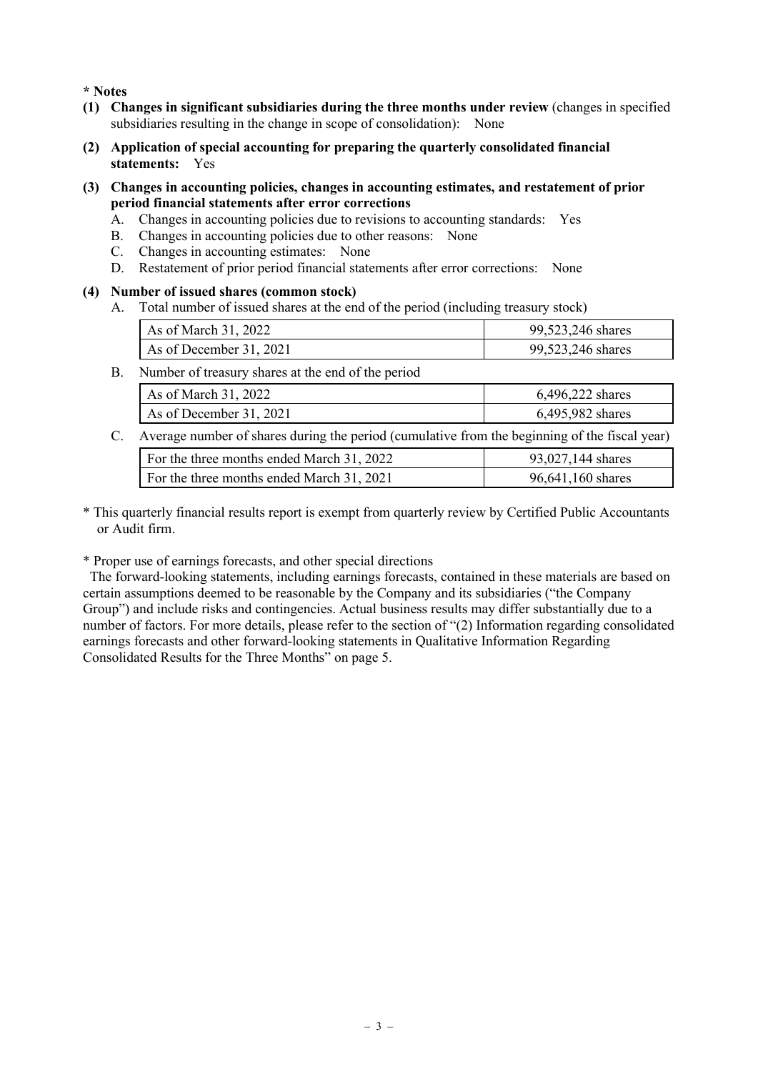**\* Notes**

**(1) Changes in significant subsidiaries during the three months under review** (changes in specified subsidiaries resulting in the change in scope of consolidation): None

**(2) Application of special accounting for preparing the quarterly consolidated financial statements:** Yes

**(3) Changes in accounting policies, changes in accounting estimates, and restatement of prior period financial statements after error corrections**

A. Changes in accounting policies due to revisions to accounting standards: Yes

B. Changes in accounting policies due to other reasons: None

C. Changes in accounting estimates: None

D. Restatement of prior period financial statements after error corrections: None

**(4) Number of issued shares (common stock)**

A. Total number of issued shares at the end of the period (including treasury stock)

| | |
|---|---|
| As of March 31, 2022 | 99,523,246 shares |
| As of December 31, 2021 | 99,523,246 shares |

B. Number of treasury shares at the end of the period

| | |
|---|---|
| As of March 31, 2022 | 6,496,222 shares |
| As of December 31, 2021 | 6,495,982 shares |

C. Average number of shares during the period (cumulative from the beginning of the fiscal year)

| | |
|---|---|
| For the three months ended March 31, 2022 | 93,027,144 shares |
| For the three months ended March 31, 2021 | 96,641,160 shares |

\* This quarterly financial results report is exempt from quarterly review by Certified Public Accountants or Audit firm.

\* Proper use of earnings forecasts, and other special directions

The forward-looking statements, including earnings forecasts, contained in these materials are based on certain assumptions deemed to be reasonable by the Company and its subsidiaries ("the Company Group") and include risks and contingencies. Actual business results may differ substantially due to a number of factors. For more details, please refer to the section of "(2) Information regarding consolidated earnings forecasts and other forward-looking statements in Qualitative Information Regarding Consolidated Results for the Three Months" on page 5.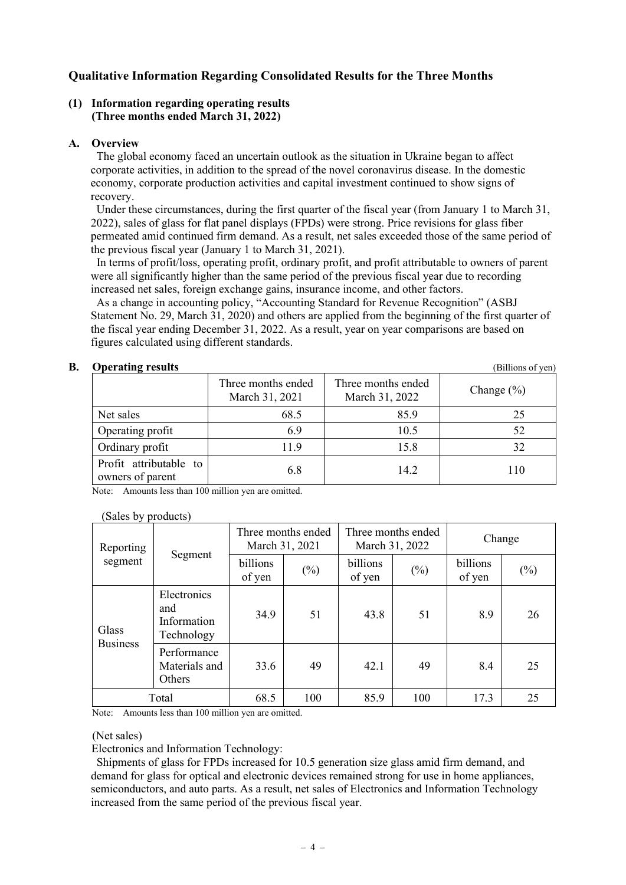## Qualitative Information Regarding Consolidated Results for the Three Months

### (1) Information regarding operating results (Three months ended March 31, 2022)

#### A. Overview

The global economy faced an uncertain outlook as the situation in Ukraine began to affect corporate activities, in addition to the spread of the novel coronavirus disease. In the domestic economy, corporate production activities and capital investment continued to show signs of recovery.

Under these circumstances, during the first quarter of the fiscal year (from January 1 to March 31, 2022), sales of glass for flat panel displays (FPDs) were strong. Price revisions for glass fiber permeated amid continued firm demand. As a result, net sales exceeded those of the same period of the previous fiscal year (January 1 to March 31, 2021).

In terms of profit/loss, operating profit, ordinary profit, and profit attributable to owners of parent were all significantly higher than the same period of the previous fiscal year due to recording increased net sales, foreign exchange gains, insurance income, and other factors.

As a change in accounting policy, "Accounting Standard for Revenue Recognition" (ASBJ Statement No. 29, March 31, 2020) and others are applied from the beginning of the first quarter of the fiscal year ending December 31, 2022. As a result, year on year comparisons are based on figures calculated using different standards.

#### B. Operating results

(Billions of yen)

| | Three months ended March 31, 2021 | Three months ended March 31, 2022 | Change (%) |
|---|---|---|---|
| Net sales | 68.5 | 85.9 | 25 |
| Operating profit | 6.9 | 10.5 | 52 |
| Ordinary profit | 11.9 | 15.8 | 32 |
| Profit attributable to owners of parent | 6.8 | 14.2 | 110 |

Note: Amounts less than 100 million yen are omitted.

(Sales by products)

| Reporting segment | Segment | Three months ended March 31, 2021 | | Three months ended March 31, 2022 | | Change | |
|---|---|---|---|---|---|---|---|
| | | billions of yen | (%) | billions of yen | (%) | billions of yen | (%) |
| Glass Business | Electronics and Information Technology | 34.9 | 51 | 43.8 | 51 | 8.9 | 26 |
| | Performance Materials and Others | 33.6 | 49 | 42.1 | 49 | 8.4 | 25 |
| Total | | 68.5 | 100 | 85.9 | 100 | 17.3 | 25 |

Note: Amounts less than 100 million yen are omitted.

(Net sales)

Electronics and Information Technology:

Shipments of glass for FPDs increased for 10.5 generation size glass amid firm demand, and demand for glass for optical and electronic devices remained strong for use in home appliances, semiconductors, and auto parts. As a result, net sales of Electronics and Information Technology increased from the same period of the previous fiscal year.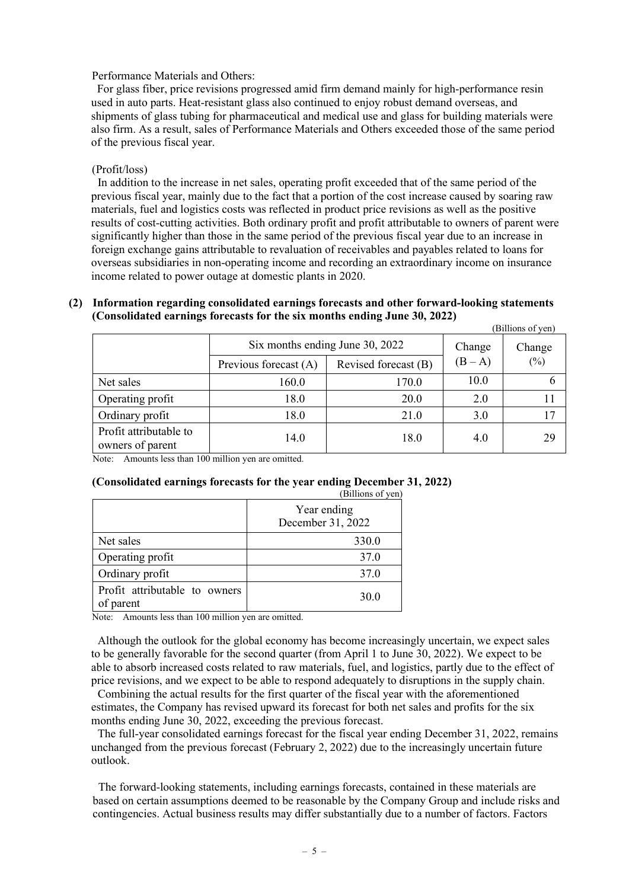Performance Materials and Others:

For glass fiber, price revisions progressed amid firm demand mainly for high-performance resin used in auto parts. Heat-resistant glass also continued to enjoy robust demand overseas, and shipments of glass tubing for pharmaceutical and medical use and glass for building materials were also firm. As a result, sales of Performance Materials and Others exceeded those of the same period of the previous fiscal year.

(Profit/loss)

In addition to the increase in net sales, operating profit exceeded that of the same period of the previous fiscal year, mainly due to the fact that a portion of the cost increase caused by soaring raw materials, fuel and logistics costs was reflected in product price revisions as well as the positive results of cost-cutting activities. Both ordinary profit and profit attributable to owners of parent were significantly higher than those in the same period of the previous fiscal year due to an increase in foreign exchange gains attributable to revaluation of receivables and payables related to loans for overseas subsidiaries in non-operating income and recording an extraordinary income on insurance income related to power outage at domestic plants in 2020.

## (2) Information regarding consolidated earnings forecasts and other forward-looking statements (Consolidated earnings forecasts for the six months ending June 30, 2022)

(Billions of yen)

| | Six months ending June 30, 2022 | | Change (B – A) | Change (%) |
|---|---|---|---|---|
| | Previous forecast (A) | Revised forecast (B) | | |
| Net sales | 160.0 | 170.0 | 10.0 | 6 |
| Operating profit | 18.0 | 20.0 | 2.0 | 11 |
| Ordinary profit | 18.0 | 21.0 | 3.0 | 17 |
| Profit attributable to owners of parent | 14.0 | 18.0 | 4.0 | 29 |

Note: Amounts less than 100 million yen are omitted.

### (Consolidated earnings forecasts for the year ending December 31, 2022)

(Billions of yen)

| | Year ending December 31, 2022 |
|---|---|
| Net sales | 330.0 |
| Operating profit | 37.0 |
| Ordinary profit | 37.0 |
| Profit attributable to owners of parent | 30.0 |

Note: Amounts less than 100 million yen are omitted.

Although the outlook for the global economy has become increasingly uncertain, we expect sales to be generally favorable for the second quarter (from April 1 to June 30, 2022). We expect to be able to absorb increased costs related to raw materials, fuel, and logistics, partly due to the effect of price revisions, and we expect to be able to respond adequately to disruptions in the supply chain.

Combining the actual results for the first quarter of the fiscal year with the aforementioned estimates, the Company has revised upward its forecast for both net sales and profits for the six months ending June 30, 2022, exceeding the previous forecast.

The full-year consolidated earnings forecast for the fiscal year ending December 31, 2022, remains unchanged from the previous forecast (February 2, 2022) due to the increasingly uncertain future outlook.

The forward-looking statements, including earnings forecasts, contained in these materials are based on certain assumptions deemed to be reasonable by the Company Group and include risks and contingencies. Actual business results may differ substantially due to a number of factors. Factors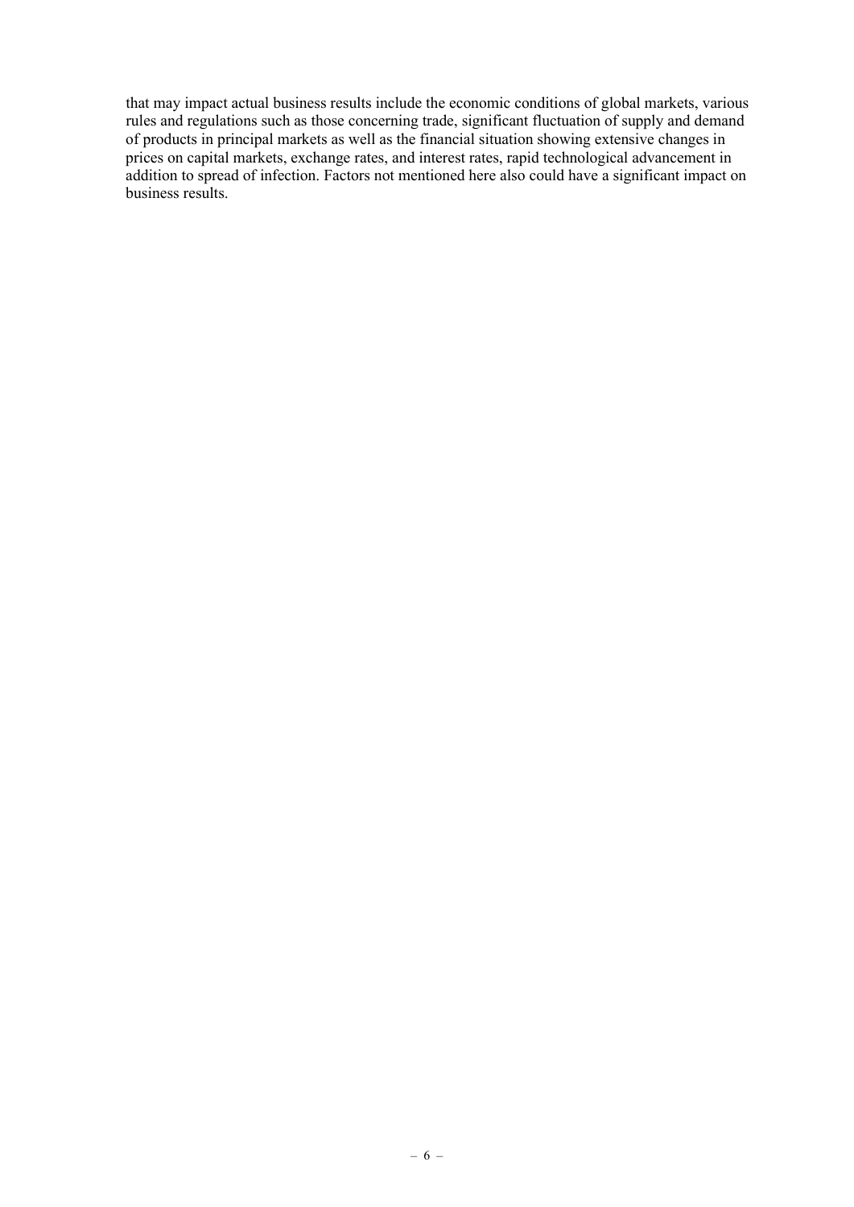that may impact actual business results include the economic conditions of global markets, various rules and regulations such as those concerning trade, significant fluctuation of supply and demand of products in principal markets as well as the financial situation showing extensive changes in prices on capital markets, exchange rates, and interest rates, rapid technological advancement in addition to spread of infection. Factors not mentioned here also could have a significant impact on business results.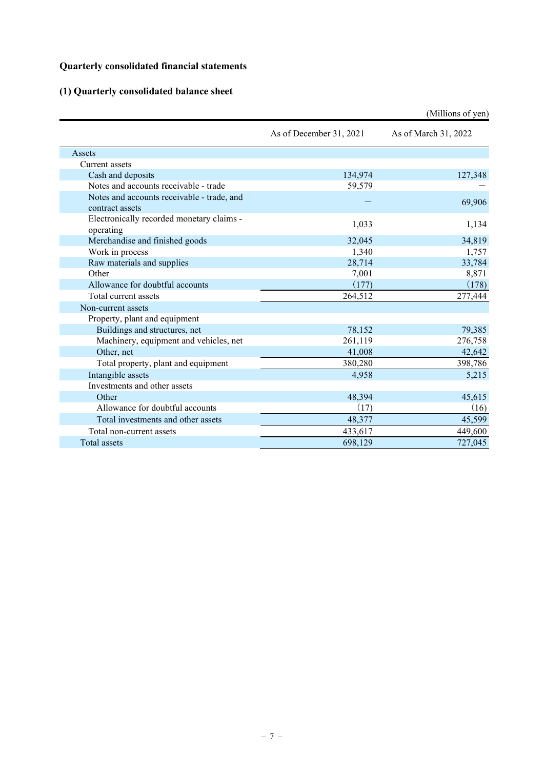## Quarterly consolidated financial statements

### (1) Quarterly consolidated balance sheet

(Millions of yen)

| | As of December 31, 2021 | As of March 31, 2022 |
|---|---|---|
| Assets | | |
| Current assets | | |
| Cash and deposits | 134,974 | 127,348 |
| Notes and accounts receivable - trade | 59,579 | — |
| Notes and accounts receivable - trade, and contract assets | — | 69,906 |
| Electronically recorded monetary claims - operating | 1,033 | 1,134 |
| Merchandise and finished goods | 32,045 | 34,819 |
| Work in process | 1,340 | 1,757 |
| Raw materials and supplies | 28,714 | 33,784 |
| Other | 7,001 | 8,871 |
| Allowance for doubtful accounts | (177) | (178) |
| Total current assets | 264,512 | 277,444 |
| Non-current assets | | |
| Property, plant and equipment | | |
| Buildings and structures, net | 78,152 | 79,385 |
| Machinery, equipment and vehicles, net | 261,119 | 276,758 |
| Other, net | 41,008 | 42,642 |
| Total property, plant and equipment | 380,280 | 398,786 |
| Intangible assets | 4,958 | 5,215 |
| Investments and other assets | | |
| Other | 48,394 | 45,615 |
| Allowance for doubtful accounts | (17) | (16) |
| Total investments and other assets | 48,377 | 45,599 |
| Total non-current assets | 433,617 | 449,600 |
| Total assets | 698,129 | 727,045 |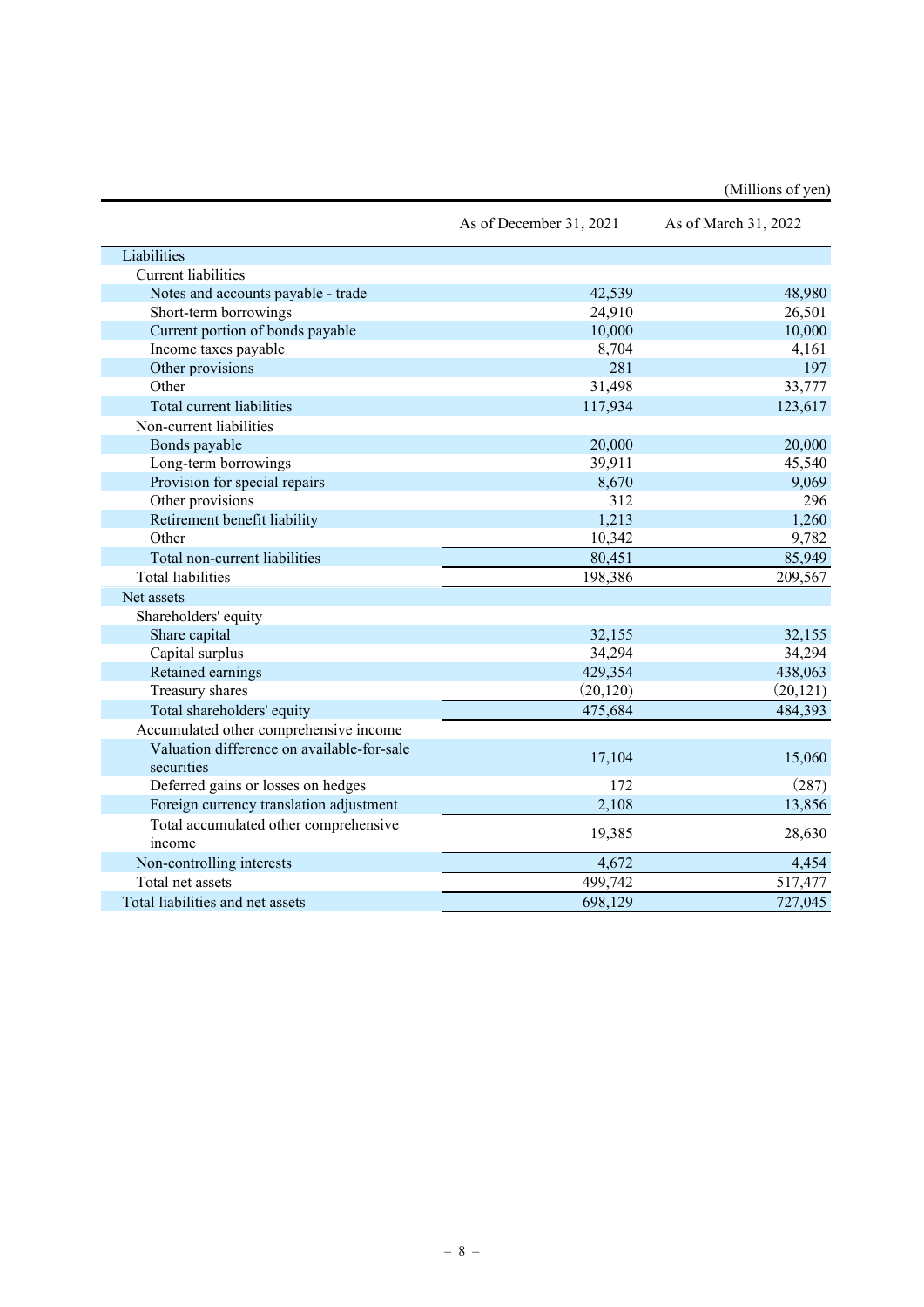(Millions of yen)

| | As of December 31, 2021 | As of March 31, 2022 |
|---|---|---|
| Liabilities | | |
| Current liabilities | | |
| Notes and accounts payable - trade | 42,539 | 48,980 |
| Short-term borrowings | 24,910 | 26,501 |
| Current portion of bonds payable | 10,000 | 10,000 |
| Income taxes payable | 8,704 | 4,161 |
| Other provisions | 281 | 197 |
| Other | 31,498 | 33,777 |
| Total current liabilities | 117,934 | 123,617 |
| Non-current liabilities | | |
| Bonds payable | 20,000 | 20,000 |
| Long-term borrowings | 39,911 | 45,540 |
| Provision for special repairs | 8,670 | 9,069 |
| Other provisions | 312 | 296 |
| Retirement benefit liability | 1,213 | 1,260 |
| Other | 10,342 | 9,782 |
| Total non-current liabilities | 80,451 | 85,949 |
| Total liabilities | 198,386 | 209,567 |
| Net assets | | |
| Shareholders' equity | | |
| Share capital | 32,155 | 32,155 |
| Capital surplus | 34,294 | 34,294 |
| Retained earnings | 429,354 | 438,063 |
| Treasury shares | (20,120) | (20,121) |
| Total shareholders' equity | 475,684 | 484,393 |
| Accumulated other comprehensive income | | |
| Valuation difference on available-for-sale securities | 17,104 | 15,060 |
| Deferred gains or losses on hedges | 172 | (287) |
| Foreign currency translation adjustment | 2,108 | 13,856 |
| Total accumulated other comprehensive income | 19,385 | 28,630 |
| Non-controlling interests | 4,672 | 4,454 |
| Total net assets | 499,742 | 517,477 |
| Total liabilities and net assets | 698,129 | 727,045 |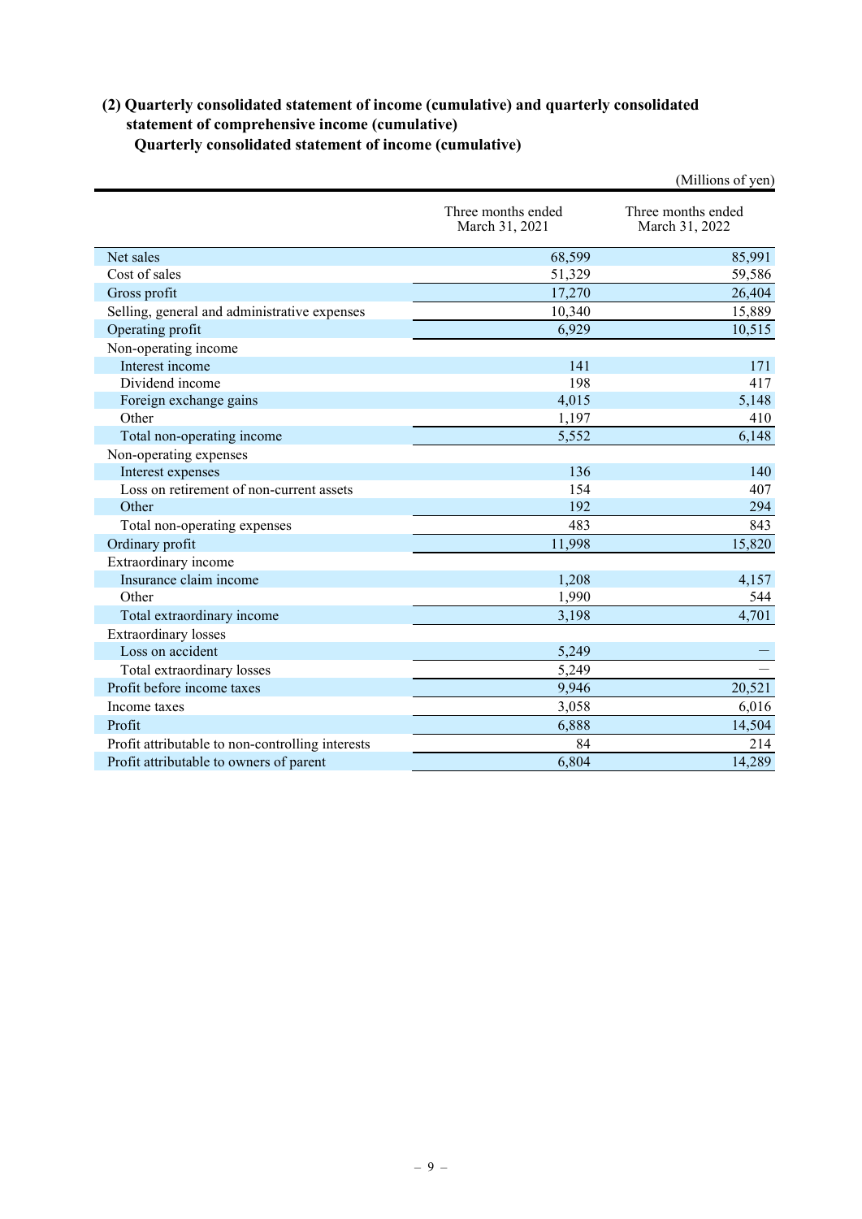### (2) Quarterly consolidated statement of income (cumulative) and quarterly consolidated statement of comprehensive income (cumulative)

#### Quarterly consolidated statement of income (cumulative)

(Millions of yen)

| | Three months ended March 31, 2021 | Three months ended March 31, 2022 |
|---|---|---|
| Net sales | 68,599 | 85,991 |
| Cost of sales | 51,329 | 59,586 |
| Gross profit | 17,270 | 26,404 |
| Selling, general and administrative expenses | 10,340 | 15,889 |
| Operating profit | 6,929 | 10,515 |
| Non-operating income | | |
| Interest income | 141 | 171 |
| Dividend income | 198 | 417 |
| Foreign exchange gains | 4,015 | 5,148 |
| Other | 1,197 | 410 |
| Total non-operating income | 5,552 | 6,148 |
| Non-operating expenses | | |
| Interest expenses | 136 | 140 |
| Loss on retirement of non-current assets | 154 | 407 |
| Other | 192 | 294 |
| Total non-operating expenses | 483 | 843 |
| Ordinary profit | 11,998 | 15,820 |
| Extraordinary income | | |
| Insurance claim income | 1,208 | 4,157 |
| Other | 1,990 | 544 |
| Total extraordinary income | 3,198 | 4,701 |
| Extraordinary losses | | |
| Loss on accident | 5,249 | — |
| Total extraordinary losses | 5,249 | — |
| Profit before income taxes | 9,946 | 20,521 |
| Income taxes | 3,058 | 6,016 |
| Profit | 6,888 | 14,504 |
| Profit attributable to non-controlling interests | 84 | 214 |
| Profit attributable to owners of parent | 6,804 | 14,289 |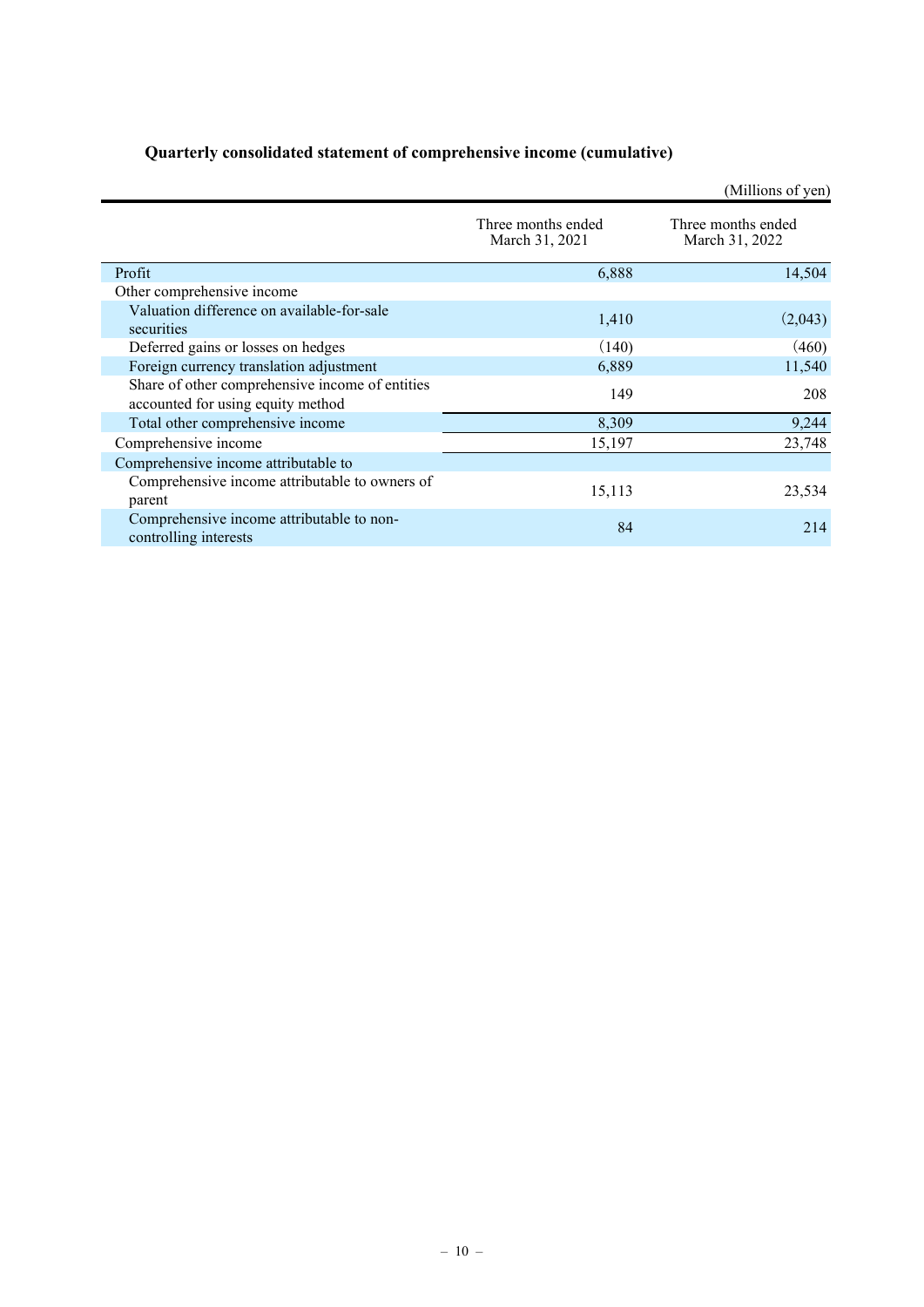**Quarterly consolidated statement of comprehensive income (cumulative)**

(Millions of yen)

| | Three months ended March 31, 2021 | Three months ended March 31, 2022 |
|---|---|---|
| Profit | 6,888 | 14,504 |
| Other comprehensive income | | |
| Valuation difference on available-for-sale securities | 1,410 | (2,043) |
| Deferred gains or losses on hedges | (140) | (460) |
| Foreign currency translation adjustment | 6,889 | 11,540 |
| Share of other comprehensive income of entities accounted for using equity method | 149 | 208 |
| Total other comprehensive income | 8,309 | 9,244 |
| Comprehensive income | 15,197 | 23,748 |
| Comprehensive income attributable to | | |
| Comprehensive income attributable to owners of parent | 15,113 | 23,534 |
| Comprehensive income attributable to non-controlling interests | 84 | 214 |